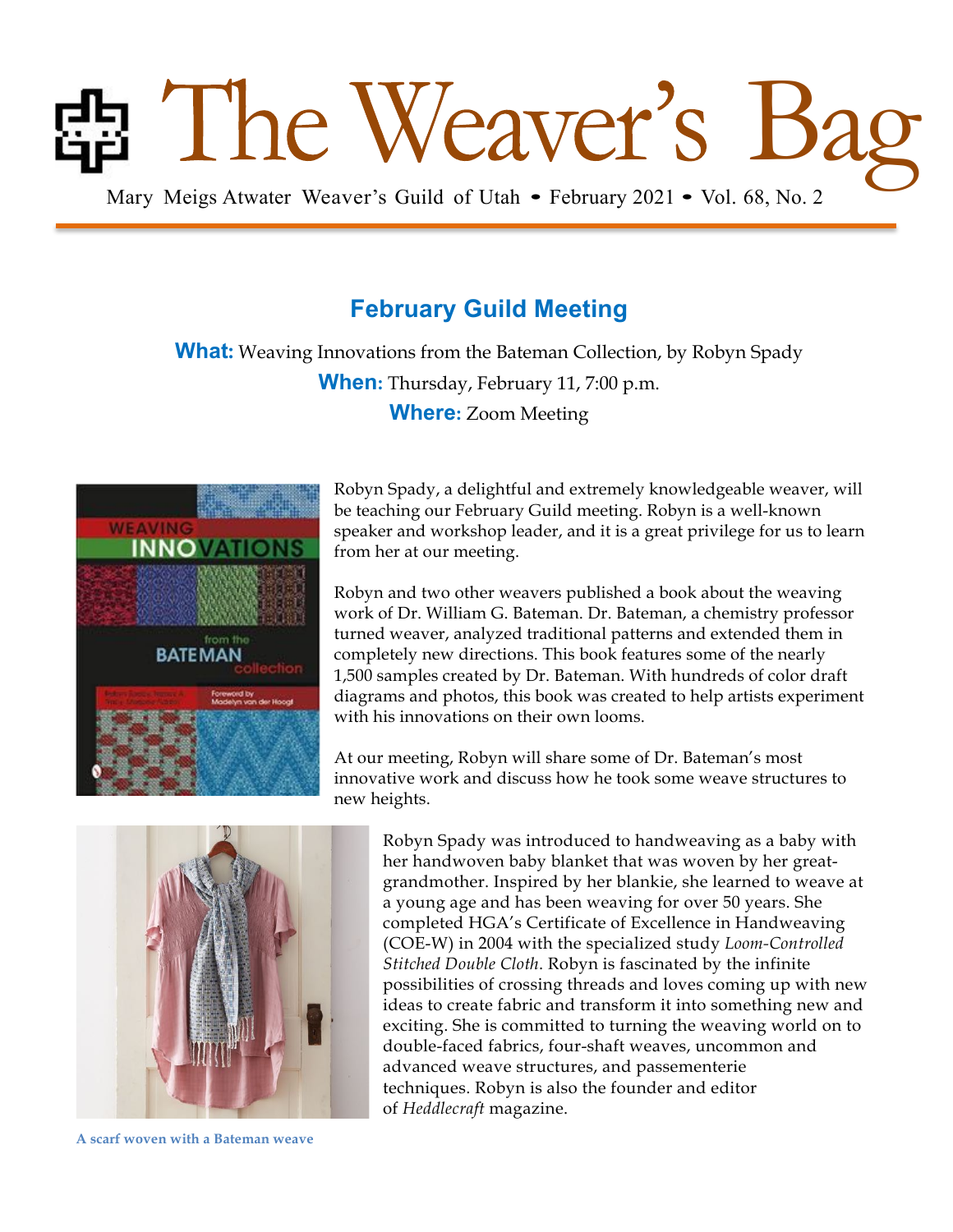# The Weaver's Bag

Mary Meigs Atwater Weaver's Guild of Utah • February 2021 • Vol. 68, No. 2

## February Guild Meeting

**What:** Weaving Innovations from the Bateman Collection, by Robyn Spady

**When:** Thursday, February 11, 7:00 p.m.

**Where:** Zoom Meeting

Robyn Spady, a delightful and extremely knowledgeable weaver, will be teaching our February Guild meeting. Robyn is a well-known speaker and workshop leader, and it is a great privilege for us to learn from her at our meeting.

Robyn and two other weavers published a book about the weaving work of Dr. William G. Bateman. Dr. Bateman, a chemistry professor turned weaver, analyzed traditional patterns and extended them in completely new directions. This book features some of the nearly 1,500 samples created by Dr. Bateman. With hundreds of color draft diagrams and photos, this book was created to help artists experiment with his innovations on their own looms.

At our meeting, Robyn will share some of Dr. Bateman's most innovative work and discuss how he took some weave structures to new heights.

Robyn Spady was introduced to handweaving as a baby with her handwoven baby blanket that was woven by her great-grandmother. Inspired by her blankie, she learned to weave at a young age and has been weaving for over 50 years. She completed HGA's Certificate of Excellence in Handweaving (COE-W) in 2004 with the specialized study *Loom-Controlled Stitched Double Cloth*. Robyn is fascinated by the infinite possibilities of crossing threads and loves coming up with new ideas to create fabric and transform it into something new and exciting. She is committed to turning the weaving world on to double-faced fabrics, four-shaft weaves, uncommon and advanced weave structures, and passementerie techniques. Robyn is also the founder and editor of *Heddlecraft* magazine.

A scarf woven with a Bateman weave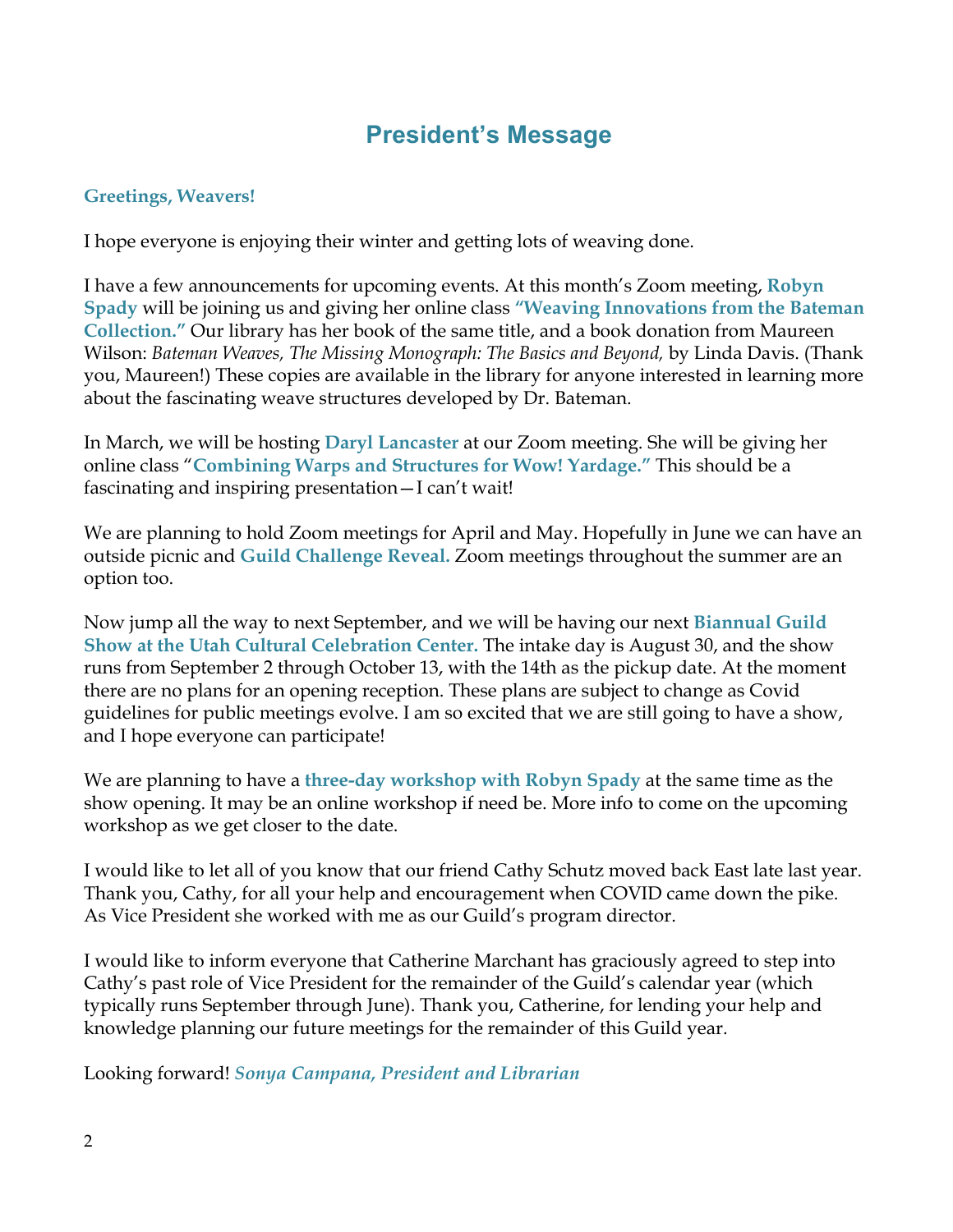# President's Message

**Greetings, Weavers!**

I hope everyone is enjoying their winter and getting lots of weaving done.

I have a few announcements for upcoming events. At this month's Zoom meeting, **Robyn Spady** will be joining us and giving her online class **"Weaving Innovations from the Bateman Collection."** Our library has her book of the same title, and a book donation from Maureen Wilson: *Bateman Weaves, The Missing Monograph: The Basics and Beyond,* by Linda Davis. (Thank you, Maureen!) These copies are available in the library for anyone interested in learning more about the fascinating weave structures developed by Dr. Bateman.

In March, we will be hosting **Daryl Lancaster** at our Zoom meeting. She will be giving her online class "**Combining Warps and Structures for Wow! Yardage."** This should be a fascinating and inspiring presentation—I can't wait!

We are planning to hold Zoom meetings for April and May. Hopefully in June we can have an outside picnic and **Guild Challenge Reveal.** Zoom meetings throughout the summer are an option too.

Now jump all the way to next September, and we will be having our next **Biannual Guild Show at the Utah Cultural Celebration Center.** The intake day is August 30, and the show runs from September 2 through October 13, with the 14th as the pickup date. At the moment there are no plans for an opening reception. These plans are subject to change as Covid guidelines for public meetings evolve. I am so excited that we are still going to have a show, and I hope everyone can participate!

We are planning to have a **three-day workshop with Robyn Spady** at the same time as the show opening. It may be an online workshop if need be. More info to come on the upcoming workshop as we get closer to the date.

I would like to let all of you know that our friend Cathy Schutz moved back East late last year. Thank you, Cathy, for all your help and encouragement when COVID came down the pike. As Vice President she worked with me as our Guild's program director.

I would like to inform everyone that Catherine Marchant has graciously agreed to step into Cathy's past role of Vice President for the remainder of the Guild's calendar year (which typically runs September through June). Thank you, Catherine, for lending your help and knowledge planning our future meetings for the remainder of this Guild year.

Looking forward! ***Sonya Campana, President and Librarian***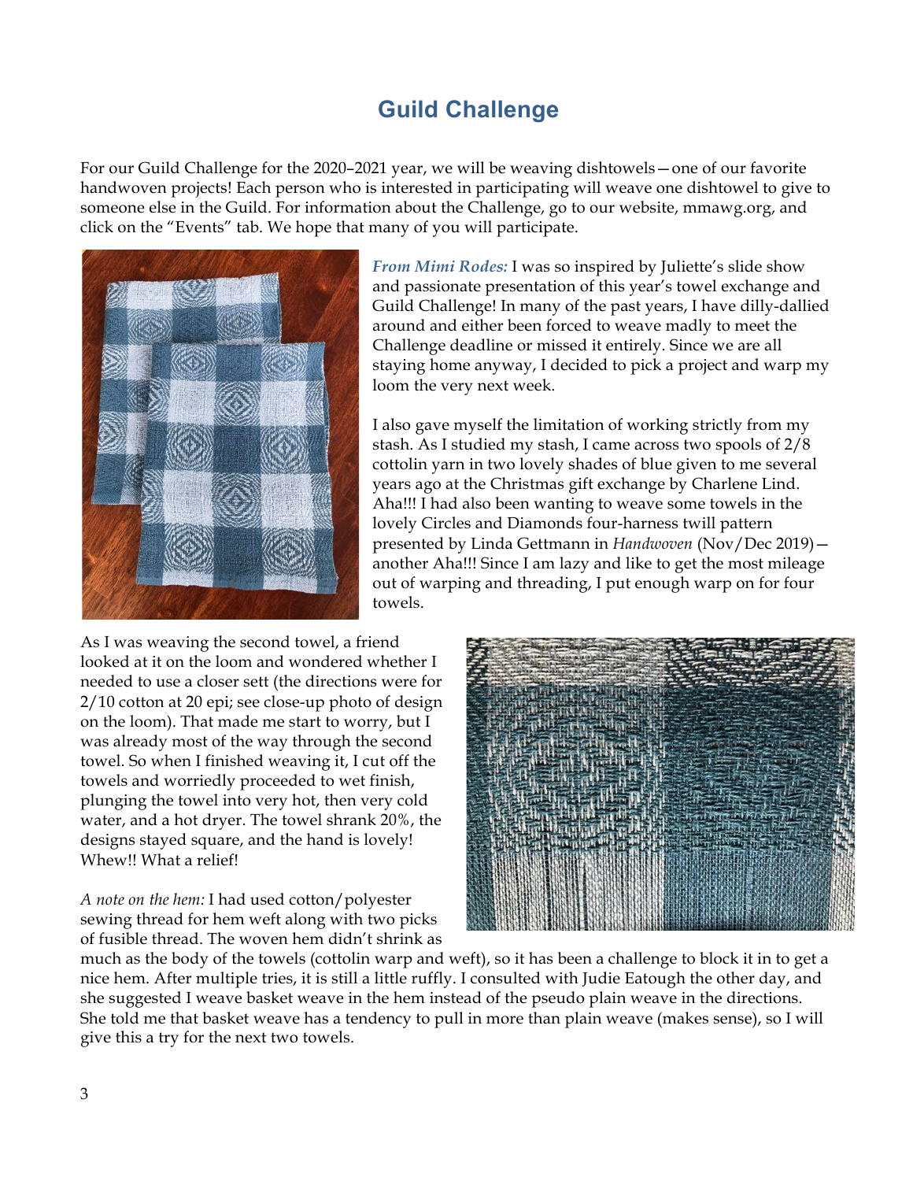# Guild Challenge

For our Guild Challenge for the 2020–2021 year, we will be weaving dishtowels—one of our favorite handwoven projects! Each person who is interested in participating will weave one dishtowel to give to someone else in the Guild. For information about the Challenge, go to our website, mmawg.org, and click on the "Events" tab. We hope that many of you will participate.

*From Mimi Rodes:* I was so inspired by Juliette's slide show and passionate presentation of this year's towel exchange and Guild Challenge! In many of the past years, I have dilly-dallied around and either been forced to weave madly to meet the Challenge deadline or missed it entirely. Since we are all staying home anyway, I decided to pick a project and warp my loom the very next week.

I also gave myself the limitation of working strictly from my stash. As I studied my stash, I came across two spools of 2/8 cottolin yarn in two lovely shades of blue given to me several years ago at the Christmas gift exchange by Charlene Lind. Aha!!! I had also been wanting to weave some towels in the lovely Circles and Diamonds four-harness twill pattern presented by Linda Gettmann in *Handwoven* (Nov/Dec 2019)—another Aha!!! Since I am lazy and like to get the most mileage out of warping and threading, I put enough warp on for four towels.

As I was weaving the second towel, a friend looked at it on the loom and wondered whether I needed to use a closer sett (the directions were for 2/10 cotton at 20 epi; see close-up photo of design on the loom). That made me start to worry, but I was already most of the way through the second towel. So when I finished weaving it, I cut off the towels and worriedly proceeded to wet finish, plunging the towel into very hot, then very cold water, and a hot dryer. The towel shrank 20%, the designs stayed square, and the hand is lovely! Whew!! What a relief!

*A note on the hem:* I had used cotton/polyester sewing thread for hem weft along with two picks of fusible thread. The woven hem didn't shrink as much as the body of the towels (cottolin warp and weft), so it has been a challenge to block it in to get a nice hem. After multiple tries, it is still a little ruffly. I consulted with Judie Eatough the other day, and she suggested I weave basket weave in the hem instead of the pseudo plain weave in the directions. She told me that basket weave has a tendency to pull in more than plain weave (makes sense), so I will give this a try for the next two towels.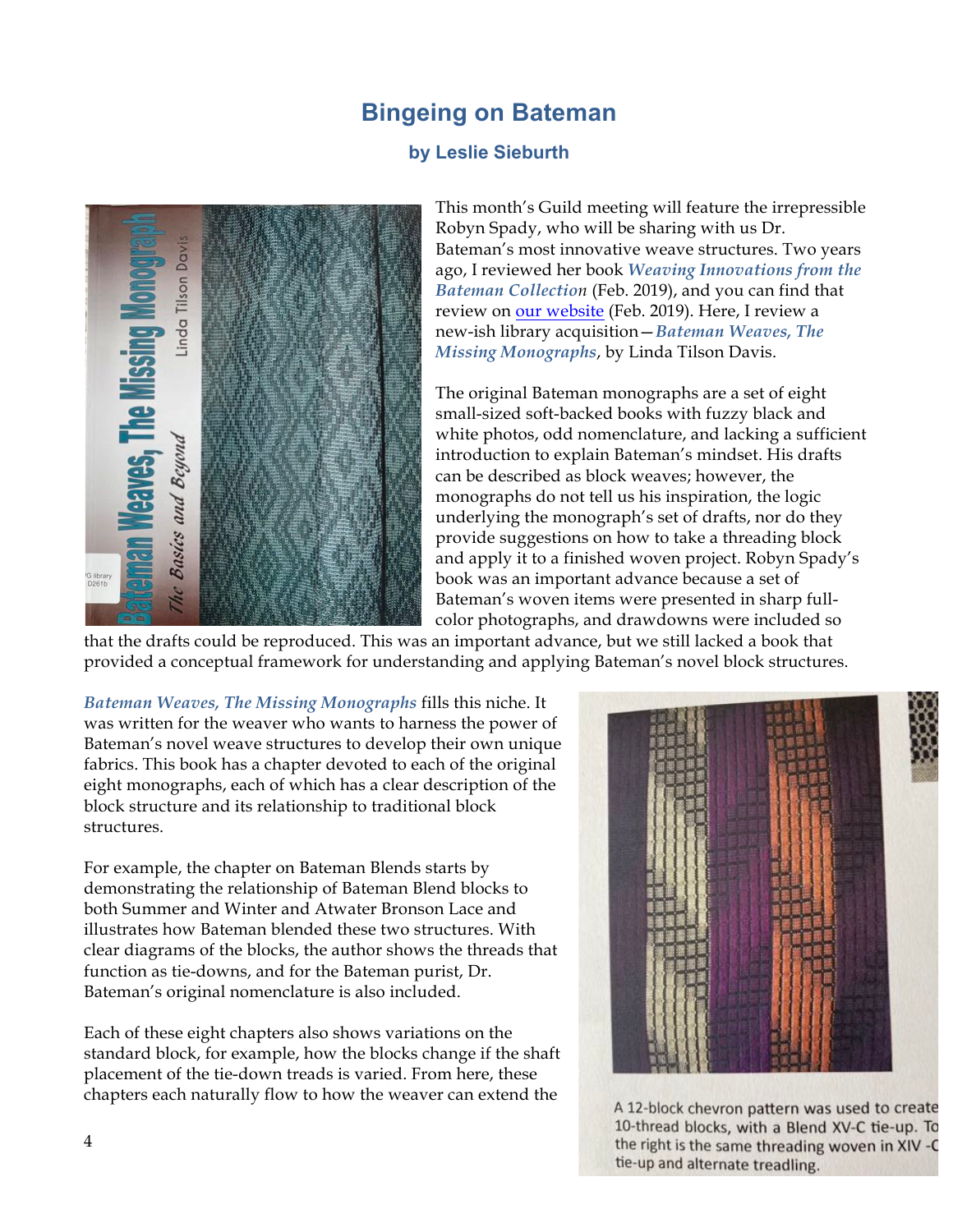# Bingeing on Bateman

### by Leslie Sieburth

This month's Guild meeting will feature the irrepressible Robyn Spady, who will be sharing with us Dr. Bateman's most innovative weave structures. Two years ago, I reviewed her book ***Weaving Innovations from the Bateman Collection*** (Feb. 2019), and you can find that review on our website (Feb. 2019). Here, I review a new-ish library acquisition—***Bateman Weaves, The Missing Monographs***, by Linda Tilson Davis.

The original Bateman monographs are a set of eight small-sized soft-backed books with fuzzy black and white photos, odd nomenclature, and lacking a sufficient introduction to explain Bateman's mindset. His drafts can be described as block weaves; however, the monographs do not tell us his inspiration, the logic underlying the monograph's set of drafts, nor do they provide suggestions on how to take a threading block and apply it to a finished woven project. Robyn Spady's book was an important advance because a set of Bateman's woven items were presented in sharp full-color photographs, and drawdowns were included so that the drafts could be reproduced. This was an important advance, but we still lacked a book that provided a conceptual framework for understanding and applying Bateman's novel block structures.

***Bateman Weaves, The Missing Monographs*** fills this niche. It was written for the weaver who wants to harness the power of Bateman's novel weave structures to develop their own unique fabrics. This book has a chapter devoted to each of the original eight monographs, each of which has a clear description of the block structure and its relationship to traditional block structures.

For example, the chapter on Bateman Blends starts by demonstrating the relationship of Bateman Blend blocks to both Summer and Winter and Atwater Bronson Lace and illustrates how Bateman blended these two structures. With clear diagrams of the blocks, the author shows the threads that function as tie-downs, and for the Bateman purist, Dr. Bateman's original nomenclature is also included.

Each of these eight chapters also shows variations on the standard block, for example, how the blocks change if the shaft placement of the tie-down treads is varied. From here, these chapters each naturally flow to how the weaver can extend the

A 12-block chevron pattern was used to create 10-thread blocks, with a Blend XV-C tie-up. To the right is the same threading woven in XIV -C tie-up and alternate treadling.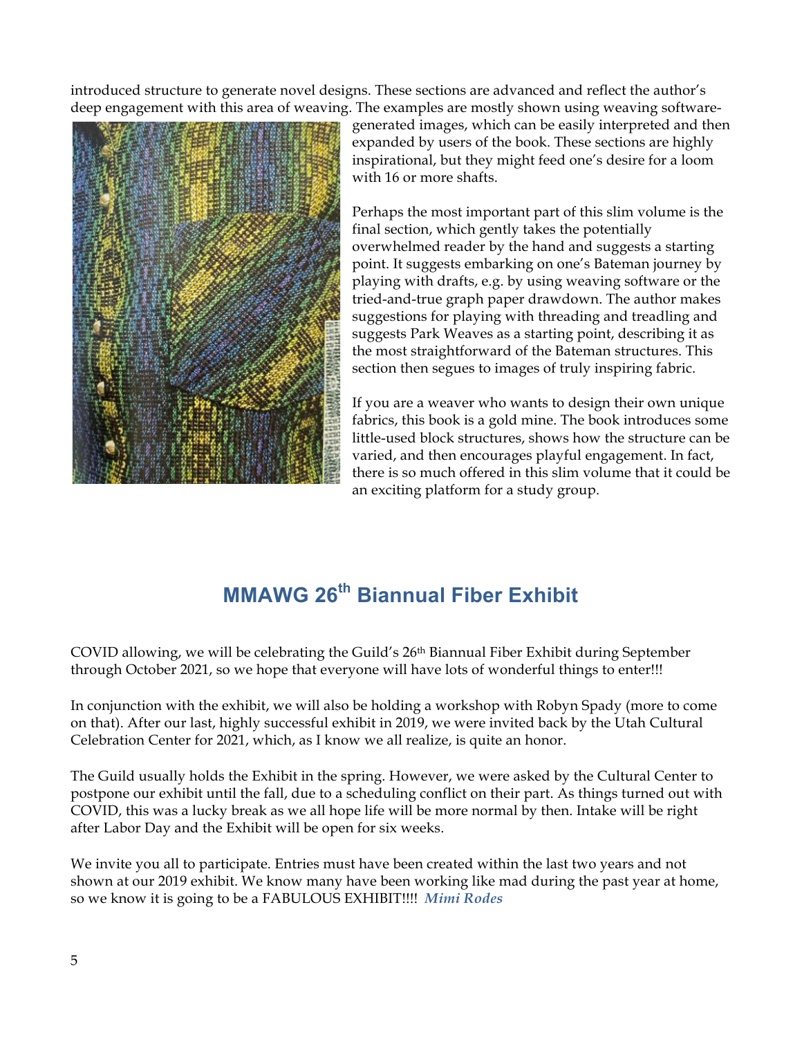introduced structure to generate novel designs. These sections are advanced and reflect the author's deep engagement with this area of weaving. The examples are mostly shown using weaving software-generated images, which can be easily interpreted and then expanded by users of the book. These sections are highly inspirational, but they might feed one's desire for a loom with 16 or more shafts.

Perhaps the most important part of this slim volume is the final section, which gently takes the potentially overwhelmed reader by the hand and suggests a starting point. It suggests embarking on one's Bateman journey by playing with drafts, e.g. by using weaving software or the tried-and-true graph paper drawdown. The author makes suggestions for playing with threading and treadling and suggests Park Weaves as a starting point, describing it as the most straightforward of the Bateman structures. This section then segues to images of truly inspiring fabric.

If you are a weaver who wants to design their own unique fabrics, this book is a gold mine. The book introduces some little-used block structures, shows how the structure can be varied, and then encourages playful engagement. In fact, there is so much offered in this slim volume that it could be an exciting platform for a study group.

## MMAWG 26th Biannual Fiber Exhibit

COVID allowing, we will be celebrating the Guild's 26th Biannual Fiber Exhibit during September through October 2021, so we hope that everyone will have lots of wonderful things to enter!!!

In conjunction with the exhibit, we will also be holding a workshop with Robyn Spady (more to come on that). After our last, highly successful exhibit in 2019, we were invited back by the Utah Cultural Celebration Center for 2021, which, as I know we all realize, is quite an honor.

The Guild usually holds the Exhibit in the spring. However, we were asked by the Cultural Center to postpone our exhibit until the fall, due to a scheduling conflict on their part. As things turned out with COVID, this was a lucky break as we all hope life will be more normal by then. Intake will be right after Labor Day and the Exhibit will be open for six weeks.

We invite you all to participate. Entries must have been created within the last two years and not shown at our 2019 exhibit. We know many have been working like mad during the past year at home, so we know it is going to be a FABULOUS EXHIBIT!!!! ***Mimi Rodes***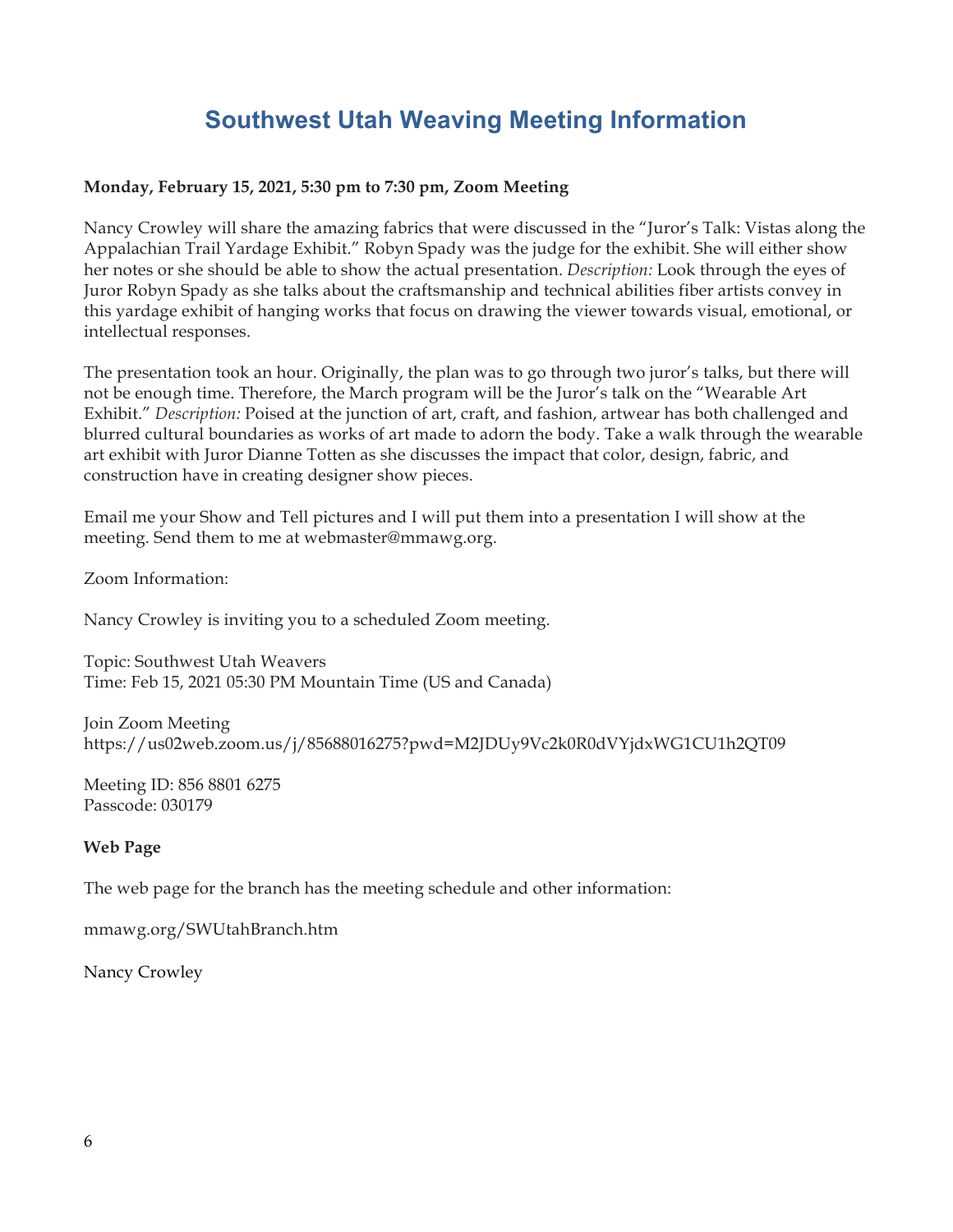# Southwest Utah Weaving Meeting Information

**Monday, February 15, 2021, 5:30 pm to 7:30 pm, Zoom Meeting**

Nancy Crowley will share the amazing fabrics that were discussed in the "Juror's Talk: Vistas along the Appalachian Trail Yardage Exhibit." Robyn Spady was the judge for the exhibit. She will either show her notes or she should be able to show the actual presentation. *Description:* Look through the eyes of Juror Robyn Spady as she talks about the craftsmanship and technical abilities fiber artists convey in this yardage exhibit of hanging works that focus on drawing the viewer towards visual, emotional, or intellectual responses.

The presentation took an hour. Originally, the plan was to go through two juror's talks, but there will not be enough time. Therefore, the March program will be the Juror's talk on the "Wearable Art Exhibit." *Description:* Poised at the junction of art, craft, and fashion, artwear has both challenged and blurred cultural boundaries as works of art made to adorn the body. Take a walk through the wearable art exhibit with Juror Dianne Totten as she discusses the impact that color, design, fabric, and construction have in creating designer show pieces.

Email me your Show and Tell pictures and I will put them into a presentation I will show at the meeting. Send them to me at webmaster@mmawg.org.

Zoom Information:

Nancy Crowley is inviting you to a scheduled Zoom meeting.

Topic: Southwest Utah Weavers
Time: Feb 15, 2021 05:30 PM Mountain Time (US and Canada)

Join Zoom Meeting
https://us02web.zoom.us/j/85688016275?pwd=M2JDUy9Vc2k0R0dVYjdxWG1CU1h2QT09

Meeting ID: 856 8801 6275
Passcode: 030179

**Web Page**

The web page for the branch has the meeting schedule and other information:

mmawg.org/SWUtahBranch.htm

Nancy Crowley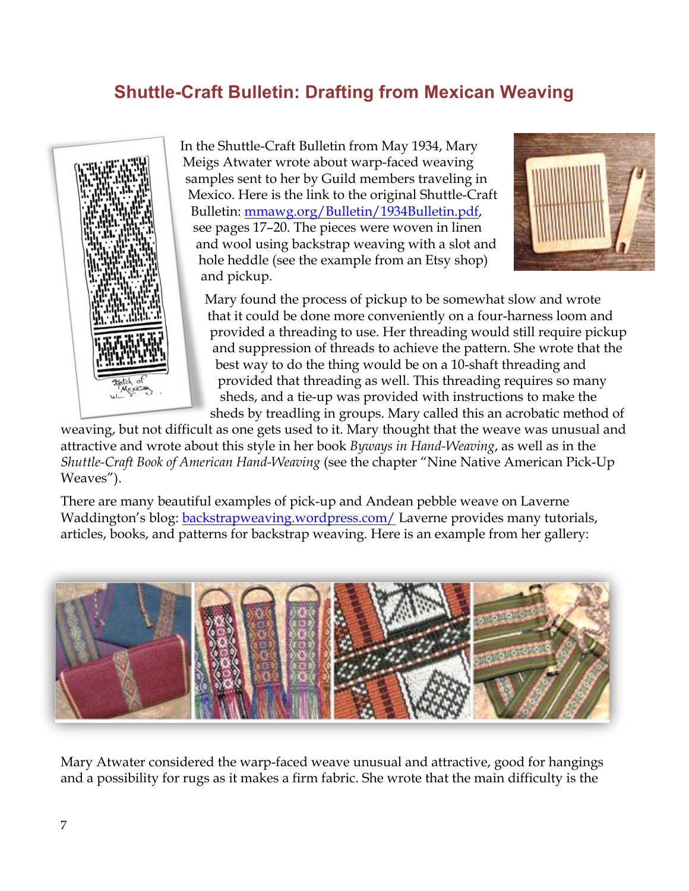## Shuttle-Craft Bulletin: Drafting from Mexican Weaving

In the Shuttle-Craft Bulletin from May 1934, Mary Meigs Atwater wrote about warp-faced weaving samples sent to her by Guild members traveling in Mexico. Here is the link to the original Shuttle-Craft Bulletin: [mmawg.org/Bulletin/1934Bulletin.pdf](mmawg.org/Bulletin/1934Bulletin.pdf), see pages 17–20. The pieces were woven in linen and wool using backstrap weaving with a slot and hole heddle (see the example from an Etsy shop) and pickup.

Mary found the process of pickup to be somewhat slow and wrote that it could be done more conveniently on a four-harness loom and provided a threading to use. Her threading would still require pickup and suppression of threads to achieve the pattern. She wrote that the best way to do the thing would be on a 10-shaft threading and provided that threading as well. This threading requires so many sheds, and a tie-up was provided with instructions to make the sheds by treadling in groups. Mary called this an acrobatic method of weaving, but not difficult as one gets used to it. Mary thought that the weave was unusual and attractive and wrote about this style in her book *Byways in Hand-Weaving*, as well as in the *Shuttle-Craft Book of American Hand-Weaving* (see the chapter "Nine Native American Pick-Up Weaves").

There are many beautiful examples of pick-up and Andean pebble weave on Laverne Waddington's blog: [backstrapweaving.wordpress.com/](backstrapweaving.wordpress.com/) Laverne provides many tutorials, articles, books, and patterns for backstrap weaving. Here is an example from her gallery:

Mary Atwater considered the warp-faced weave unusual and attractive, good for hangings and a possibility for rugs as it makes a firm fabric. She wrote that the main difficulty is the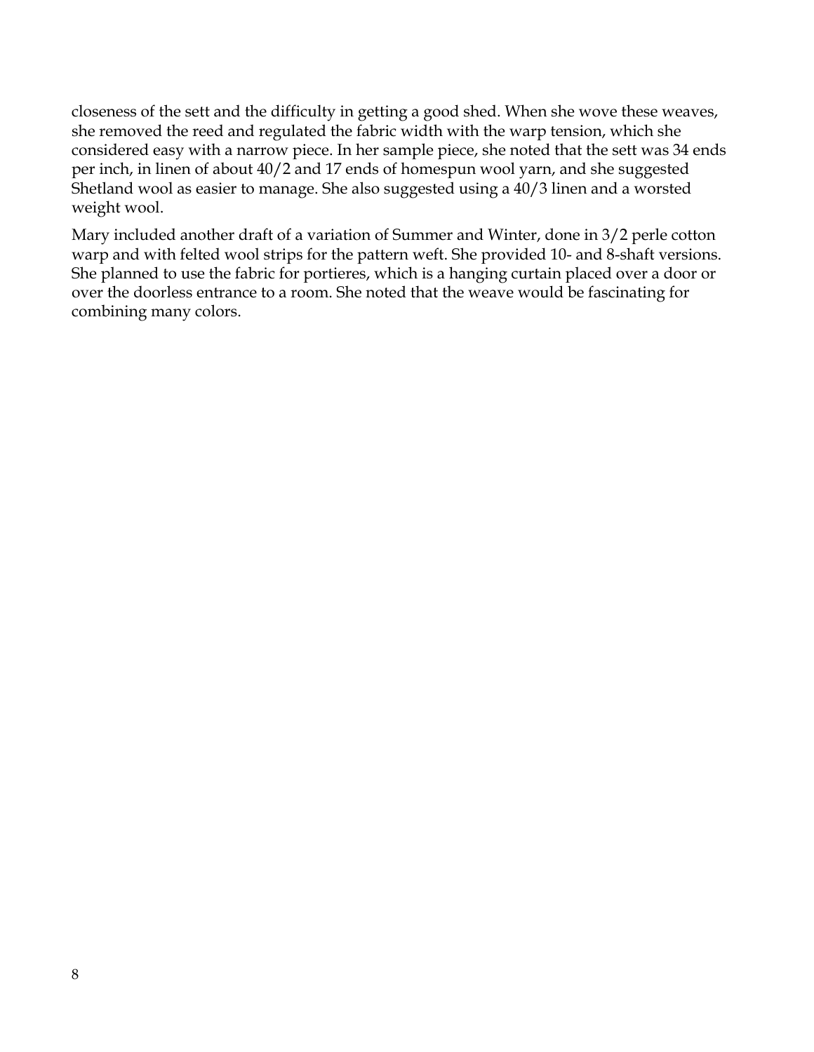closeness of the sett and the difficulty in getting a good shed. When she wove these weaves, she removed the reed and regulated the fabric width with the warp tension, which she considered easy with a narrow piece. In her sample piece, she noted that the sett was 34 ends per inch, in linen of about 40/2 and 17 ends of homespun wool yarn, and she suggested Shetland wool as easier to manage. She also suggested using a 40/3 linen and a worsted weight wool.

Mary included another draft of a variation of Summer and Winter, done in 3/2 perle cotton warp and with felted wool strips for the pattern weft. She provided 10- and 8-shaft versions. She planned to use the fabric for portieres, which is a hanging curtain placed over a door or over the doorless entrance to a room. She noted that the weave would be fascinating for combining many colors.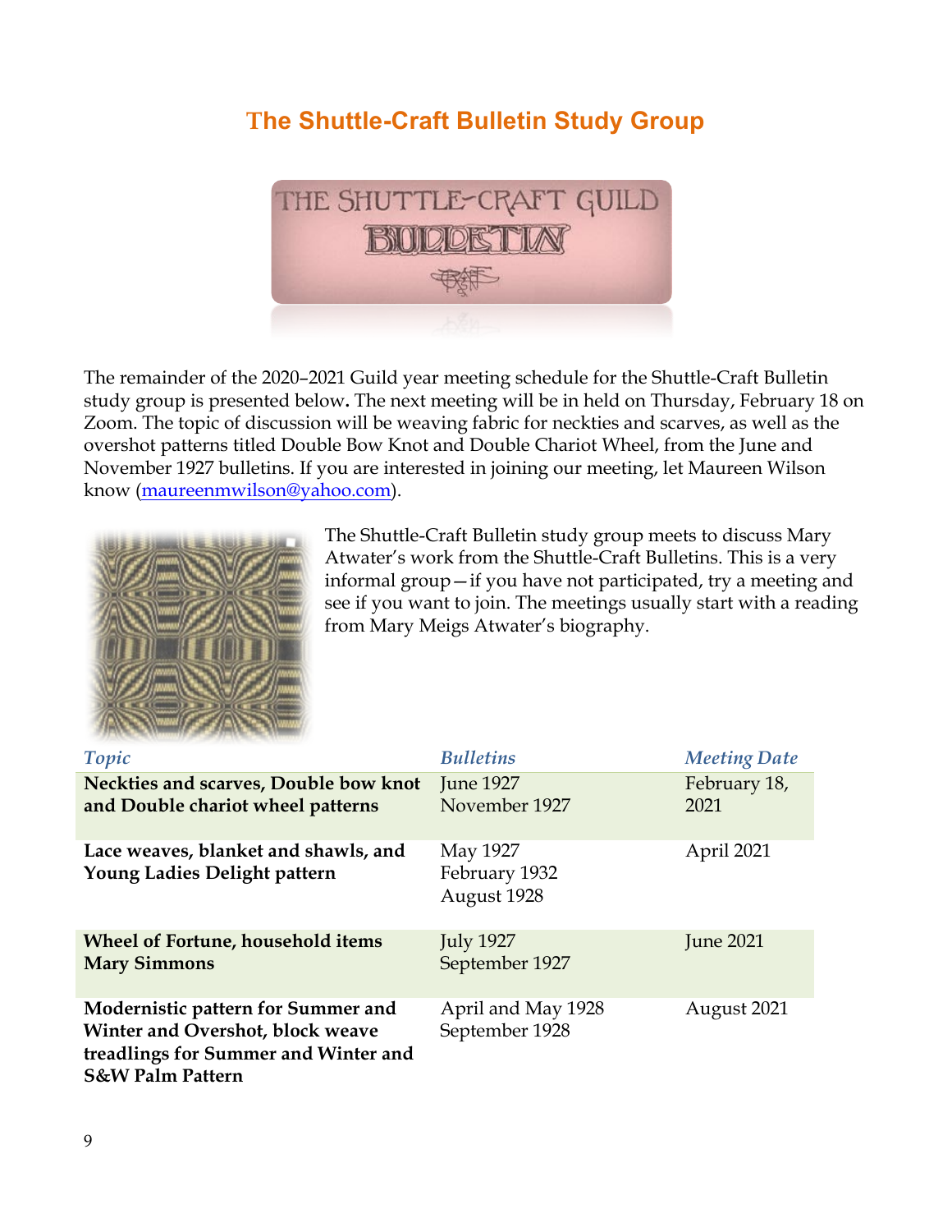# The Shuttle-Craft Bulletin Study Group

The remainder of the 2020–2021 Guild year meeting schedule for the Shuttle-Craft Bulletin study group is presented below**.** The next meeting will be in held on Thursday, February 18 on Zoom. The topic of discussion will be weaving fabric for neckties and scarves, as well as the overshot patterns titled Double Bow Knot and Double Chariot Wheel, from the June and November 1927 bulletins. If you are interested in joining our meeting, let Maureen Wilson know (maureenmwilson@yahoo.com).

The Shuttle-Craft Bulletin study group meets to discuss Mary Atwater's work from the Shuttle-Craft Bulletins. This is a very informal group—if you have not participated, try a meeting and see if you want to join. The meetings usually start with a reading from Mary Meigs Atwater's biography.

| *Topic* | *Bulletins* | *Meeting Date* |
|---|---|---|
| **Neckties and scarves, Double bow knot and Double chariot wheel patterns** | June 1927<br>November 1927 | February 18, 2021 |
| **Lace weaves, blanket and shawls, and Young Ladies Delight pattern** | May 1927<br>February 1932<br>August 1928 | April 2021 |
| **Wheel of Fortune, household items Mary Simmons** | July 1927<br>September 1927 | June 2021 |
| **Modernistic pattern for Summer and Winter and Overshot, block weave treadlings for Summer and Winter and S&W Palm Pattern** | April and May 1928<br>September 1928 | August 2021 |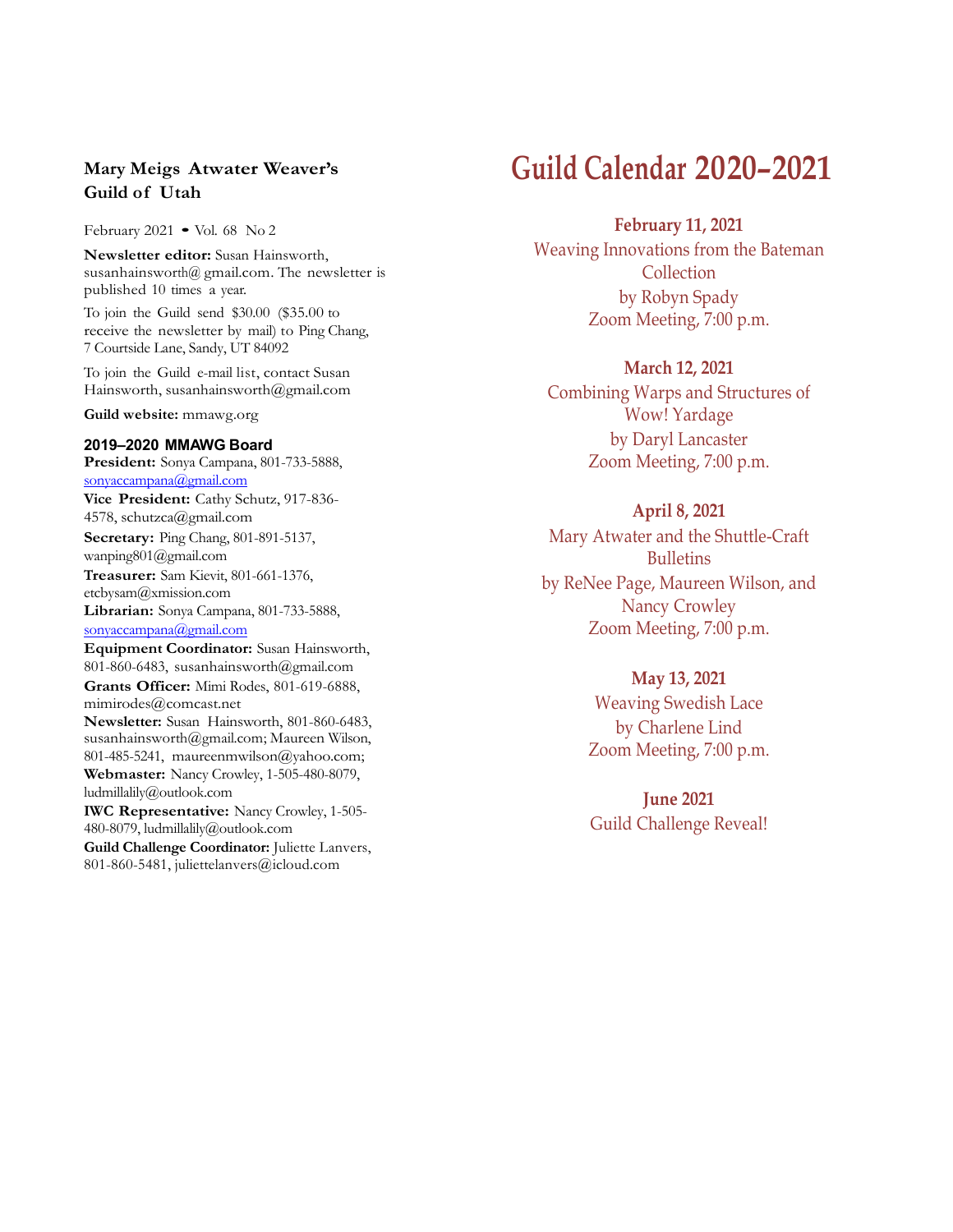**Mary Meigs Atwater Weaver's Guild of Utah**

February 2021 • Vol. 68 No 2

**Newsletter editor:** Susan Hainsworth, susanhainsworth@ gmail.com. The newsletter is published 10 times a year.

To join the Guild send $30.00 ($35.00 to receive the newsletter by mail) to Ping Chang, 7 Courtside Lane, Sandy, UT 84092

To join the Guild e-mail list, contact Susan Hainsworth, susanhainsworth@gmail.com

**Guild website:** mmawg.org

### 2019–2020 MMAWG Board

**President:** Sonya Campana, 801-733-5888, sonyaccampana@gmail.com
**Vice President:** Cathy Schutz, 917-836-4578, schutzca@gmail.com
**Secretary:** Ping Chang, 801-891-5137, wanping801@gmail.com
**Treasurer:** Sam Kievit, 801-661-1376, etcbysam@xmission.com
**Librarian:** Sonya Campana, 801-733-5888, sonyaccampana@gmail.com
**Equipment Coordinator:** Susan Hainsworth, 801-860-6483, susanhainsworth@gmail.com
**Grants Officer:** Mimi Rodes, 801-619-6888, mimirodes@comcast.net
**Newsletter:** Susan Hainsworth, 801-860-6483, susanhainsworth@gmail.com; Maureen Wilson, 801-485-5241, maureenmwilson@yahoo.com;
**Webmaster:** Nancy Crowley, 1-505-480-8079, ludmillalily@outlook.com
**IWC Representative:** Nancy Crowley, 1-505-480-8079, ludmillalily@outlook.com
**Guild Challenge Coordinator:** Juliette Lanvers, 801-860-5481, juliettelanvers@icloud.com

# Guild Calendar 2020–2021

**February 11, 2021**
Weaving Innovations from the Bateman Collection
by Robyn Spady
Zoom Meeting, 7:00 p.m.

**March 12, 2021**
Combining Warps and Structures of Wow! Yardage
by Daryl Lancaster
Zoom Meeting, 7:00 p.m.

**April 8, 2021**
Mary Atwater and the Shuttle-Craft Bulletins
by ReNee Page, Maureen Wilson, and Nancy Crowley
Zoom Meeting, 7:00 p.m.

**May 13, 2021**
Weaving Swedish Lace
by Charlene Lind
Zoom Meeting, 7:00 p.m.

**June 2021**
Guild Challenge Reveal!